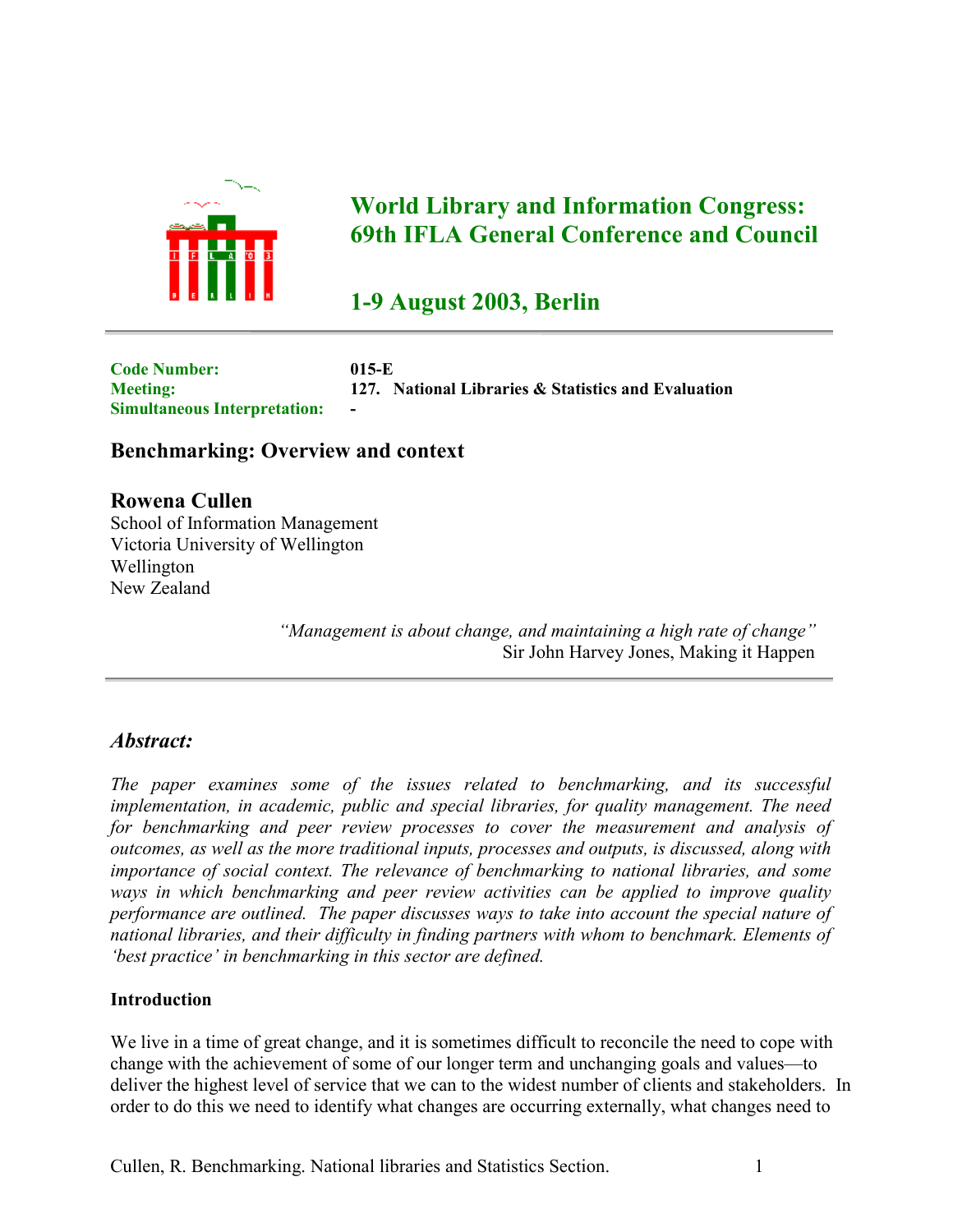# World Library and Information Congress: 69th IFLA General Conference and Council

## 1-9 August 2003, Berlin

**Code Number:** 015-E
**Meeting:** 127. National Libraries & Statistics and Evaluation
**Simultaneous Interpretation:** -

## Benchmarking: Overview and context

### Rowena Cullen

School of Information Management
Victoria University of Wellington
Wellington
New Zealand

> *"Management is about change, and maintaining a high rate of change"*
> Sir John Harvey Jones, Making it Happen

## *Abstract:*

*The paper examines some of the issues related to benchmarking, and its successful implementation, in academic, public and special libraries, for quality management. The need for benchmarking and peer review processes to cover the measurement and analysis of outcomes, as well as the more traditional inputs, processes and outputs, is discussed, along with importance of social context. The relevance of benchmarking to national libraries, and some ways in which benchmarking and peer review activities can be applied to improve quality performance are outlined. The paper discusses ways to take into account the special nature of national libraries, and their difficulty in finding partners with whom to benchmark. Elements of 'best practice' in benchmarking in this sector are defined.*

**Introduction**

We live in a time of great change, and it is sometimes difficult to reconcile the need to cope with change with the achievement of some of our longer term and unchanging goals and values—to deliver the highest level of service that we can to the widest number of clients and stakeholders. In order to do this we need to identify what changes are occurring externally, what changes need to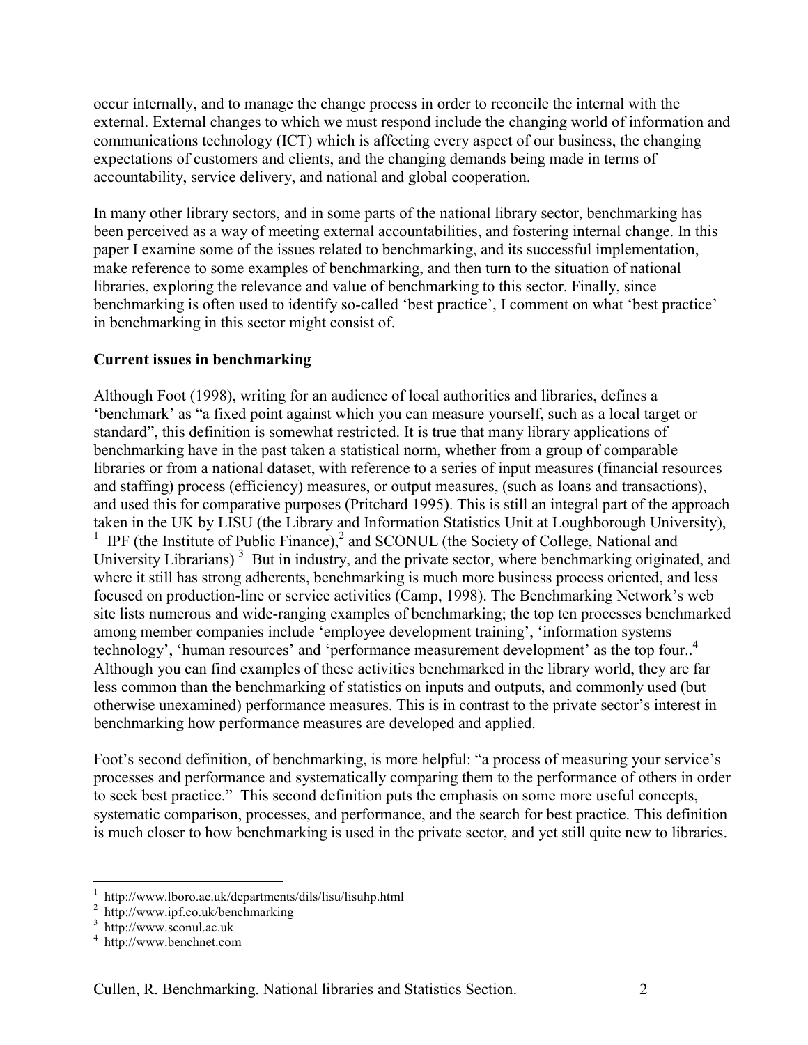occur internally, and to manage the change process in order to reconcile the internal with the external. External changes to which we must respond include the changing world of information and communications technology (ICT) which is affecting every aspect of our business, the changing expectations of customers and clients, and the changing demands being made in terms of accountability, service delivery, and national and global cooperation.

In many other library sectors, and in some parts of the national library sector, benchmarking has been perceived as a way of meeting external accountabilities, and fostering internal change. In this paper I examine some of the issues related to benchmarking, and its successful implementation, make reference to some examples of benchmarking, and then turn to the situation of national libraries, exploring the relevance and value of benchmarking to this sector. Finally, since benchmarking is often used to identify so-called 'best practice', I comment on what 'best practice' in benchmarking in this sector might consist of.

## Current issues in benchmarking

Although Foot (1998), writing for an audience of local authorities and libraries, defines a 'benchmark' as "a fixed point against which you can measure yourself, such as a local target or standard", this definition is somewhat restricted. It is true that many library applications of benchmarking have in the past taken a statistical norm, whether from a group of comparable libraries or from a national dataset, with reference to a series of input measures (financial resources and staffing) process (efficiency) measures, or output measures, (such as loans and transactions), and used this for comparative purposes (Pritchard 1995). This is still an integral part of the approach taken in the UK by LISU (the Library and Information Statistics Unit at Loughborough University), [1] IPF (the Institute of Public Finance),[2] and SCONUL (the Society of College, National and University Librarians) [3] But in industry, and the private sector, where benchmarking originated, and where it still has strong adherents, benchmarking is much more business process oriented, and less focused on production-line or service activities (Camp, 1998). The Benchmarking Network's web site lists numerous and wide-ranging examples of benchmarking; the top ten processes benchmarked among member companies include 'employee development training', 'information systems technology', 'human resources' and 'performance measurement development' as the top four..[4] Although you can find examples of these activities benchmarked in the library world, they are far less common than the benchmarking of statistics on inputs and outputs, and commonly used (but otherwise unexamined) performance measures. This is in contrast to the private sector's interest in benchmarking how performance measures are developed and applied.

Foot's second definition, of benchmarking, is more helpful: "a process of measuring your service's processes and performance and systematically comparing them to the performance of others in order to seek best practice." This second definition puts the emphasis on some more useful concepts, systematic comparison, processes, and performance, and the search for best practice. This definition is much closer to how benchmarking is used in the private sector, and yet still quite new to libraries.

---

[1] http://www.lboro.ac.uk/departments/dils/lisu/lisuhp.html
[2] http://www.ipf.co.uk/benchmarking
[3] http://www.sconul.ac.uk
[4] http://www.benchnet.com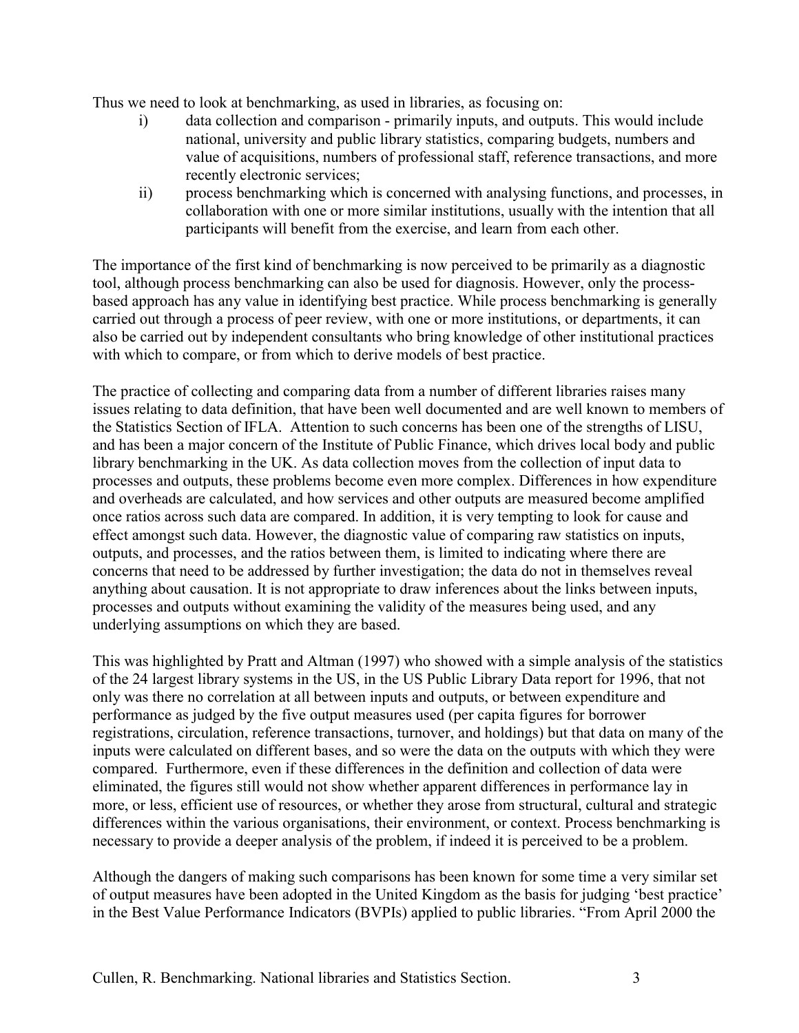Thus we need to look at benchmarking, as used in libraries, as focusing on:

i) data collection and comparison - primarily inputs, and outputs. This would include national, university and public library statistics, comparing budgets, numbers and value of acquisitions, numbers of professional staff, reference transactions, and more recently electronic services;

ii) process benchmarking which is concerned with analysing functions, and processes, in collaboration with one or more similar institutions, usually with the intention that all participants will benefit from the exercise, and learn from each other.

The importance of the first kind of benchmarking is now perceived to be primarily as a diagnostic tool, although process benchmarking can also be used for diagnosis. However, only the process-based approach has any value in identifying best practice. While process benchmarking is generally carried out through a process of peer review, with one or more institutions, or departments, it can also be carried out by independent consultants who bring knowledge of other institutional practices with which to compare, or from which to derive models of best practice.

The practice of collecting and comparing data from a number of different libraries raises many issues relating to data definition, that have been well documented and are well known to members of the Statistics Section of IFLA. Attention to such concerns has been one of the strengths of LISU, and has been a major concern of the Institute of Public Finance, which drives local body and public library benchmarking in the UK. As data collection moves from the collection of input data to processes and outputs, these problems become even more complex. Differences in how expenditure and overheads are calculated, and how services and other outputs are measured become amplified once ratios across such data are compared. In addition, it is very tempting to look for cause and effect amongst such data. However, the diagnostic value of comparing raw statistics on inputs, outputs, and processes, and the ratios between them, is limited to indicating where there are concerns that need to be addressed by further investigation; the data do not in themselves reveal anything about causation. It is not appropriate to draw inferences about the links between inputs, processes and outputs without examining the validity of the measures being used, and any underlying assumptions on which they are based.

This was highlighted by Pratt and Altman (1997) who showed with a simple analysis of the statistics of the 24 largest library systems in the US, in the US Public Library Data report for 1996, that not only was there no correlation at all between inputs and outputs, or between expenditure and performance as judged by the five output measures used (per capita figures for borrower registrations, circulation, reference transactions, turnover, and holdings) but that data on many of the inputs were calculated on different bases, and so were the data on the outputs with which they were compared. Furthermore, even if these differences in the definition and collection of data were eliminated, the figures still would not show whether apparent differences in performance lay in more, or less, efficient use of resources, or whether they arose from structural, cultural and strategic differences within the various organisations, their environment, or context. Process benchmarking is necessary to provide a deeper analysis of the problem, if indeed it is perceived to be a problem.

Although the dangers of making such comparisons has been known for some time a very similar set of output measures have been adopted in the United Kingdom as the basis for judging 'best practice' in the Best Value Performance Indicators (BVPIs) applied to public libraries. "From April 2000 the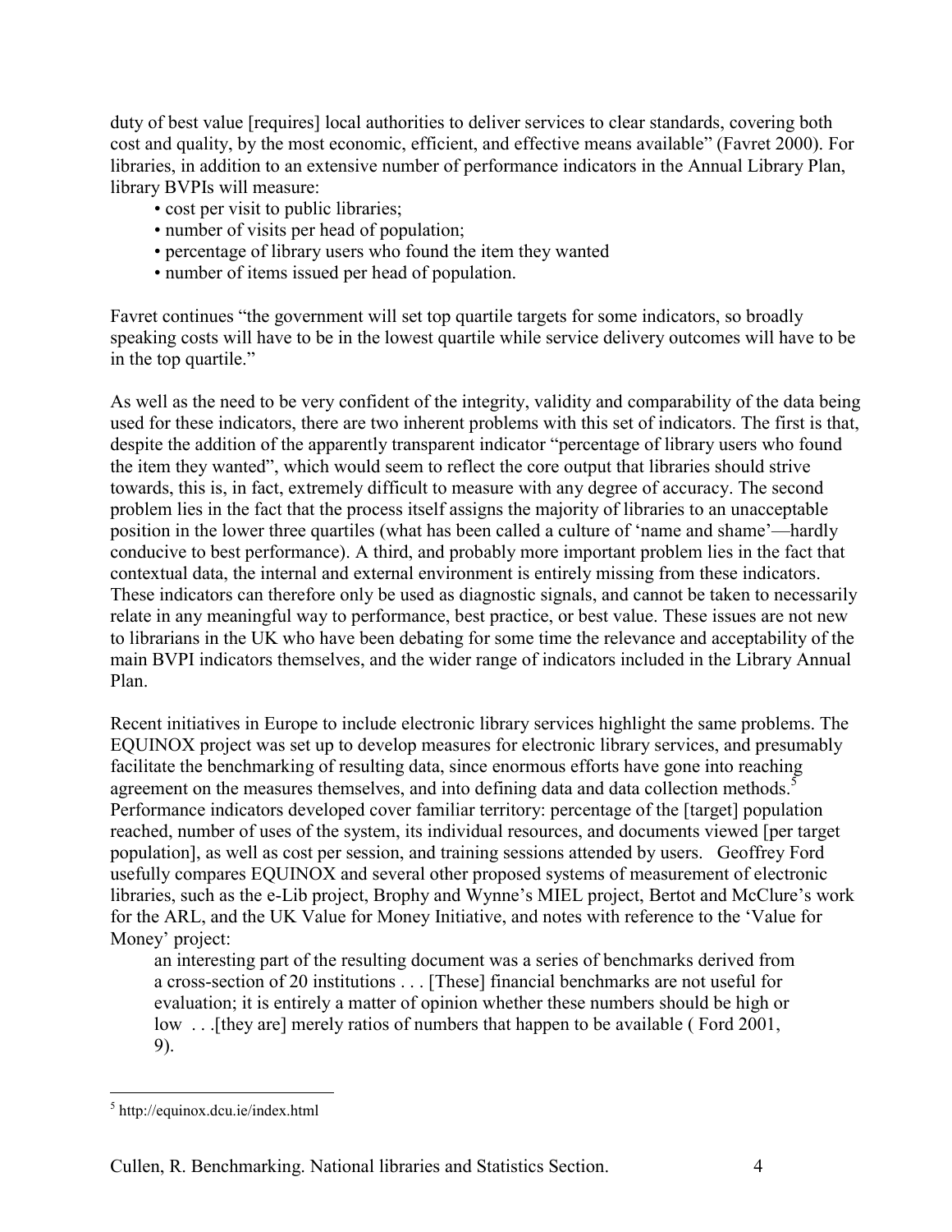duty of best value [requires] local authorities to deliver services to clear standards, covering both cost and quality, by the most economic, efficient, and effective means available" (Favret 2000). For libraries, in addition to an extensive number of performance indicators in the Annual Library Plan, library BVPIs will measure:

- cost per visit to public libraries;
- number of visits per head of population;
- percentage of library users who found the item they wanted
- number of items issued per head of population.

Favret continues "the government will set top quartile targets for some indicators, so broadly speaking costs will have to be in the lowest quartile while service delivery outcomes will have to be in the top quartile."

As well as the need to be very confident of the integrity, validity and comparability of the data being used for these indicators, there are two inherent problems with this set of indicators. The first is that, despite the addition of the apparently transparent indicator "percentage of library users who found the item they wanted", which would seem to reflect the core output that libraries should strive towards, this is, in fact, extremely difficult to measure with any degree of accuracy. The second problem lies in the fact that the process itself assigns the majority of libraries to an unacceptable position in the lower three quartiles (what has been called a culture of 'name and shame'—hardly conducive to best performance). A third, and probably more important problem lies in the fact that contextual data, the internal and external environment is entirely missing from these indicators. These indicators can therefore only be used as diagnostic signals, and cannot be taken to necessarily relate in any meaningful way to performance, best practice, or best value. These issues are not new to librarians in the UK who have been debating for some time the relevance and acceptability of the main BVPI indicators themselves, and the wider range of indicators included in the Library Annual Plan.

Recent initiatives in Europe to include electronic library services highlight the same problems. The EQUINOX project was set up to develop measures for electronic library services, and presumably facilitate the benchmarking of resulting data, since enormous efforts have gone into reaching agreement on the measures themselves, and into defining data and data collection methods.[5] Performance indicators developed cover familiar territory: percentage of the [target] population reached, number of uses of the system, its individual resources, and documents viewed [per target population], as well as cost per session, and training sessions attended by users. Geoffrey Ford usefully compares EQUINOX and several other proposed systems of measurement of electronic libraries, such as the e-Lib project, Brophy and Wynne's MIEL project, Bertot and McClure's work for the ARL, and the UK Value for Money Initiative, and notes with reference to the 'Value for Money' project:

> an interesting part of the resulting document was a series of benchmarks derived from a cross-section of 20 institutions . . . [These] financial benchmarks are not useful for evaluation; it is entirely a matter of opinion whether these numbers should be high or low . . .[they are] merely ratios of numbers that happen to be available ( Ford 2001, 9).

---

[5] http://equinox.dcu.ie/index.html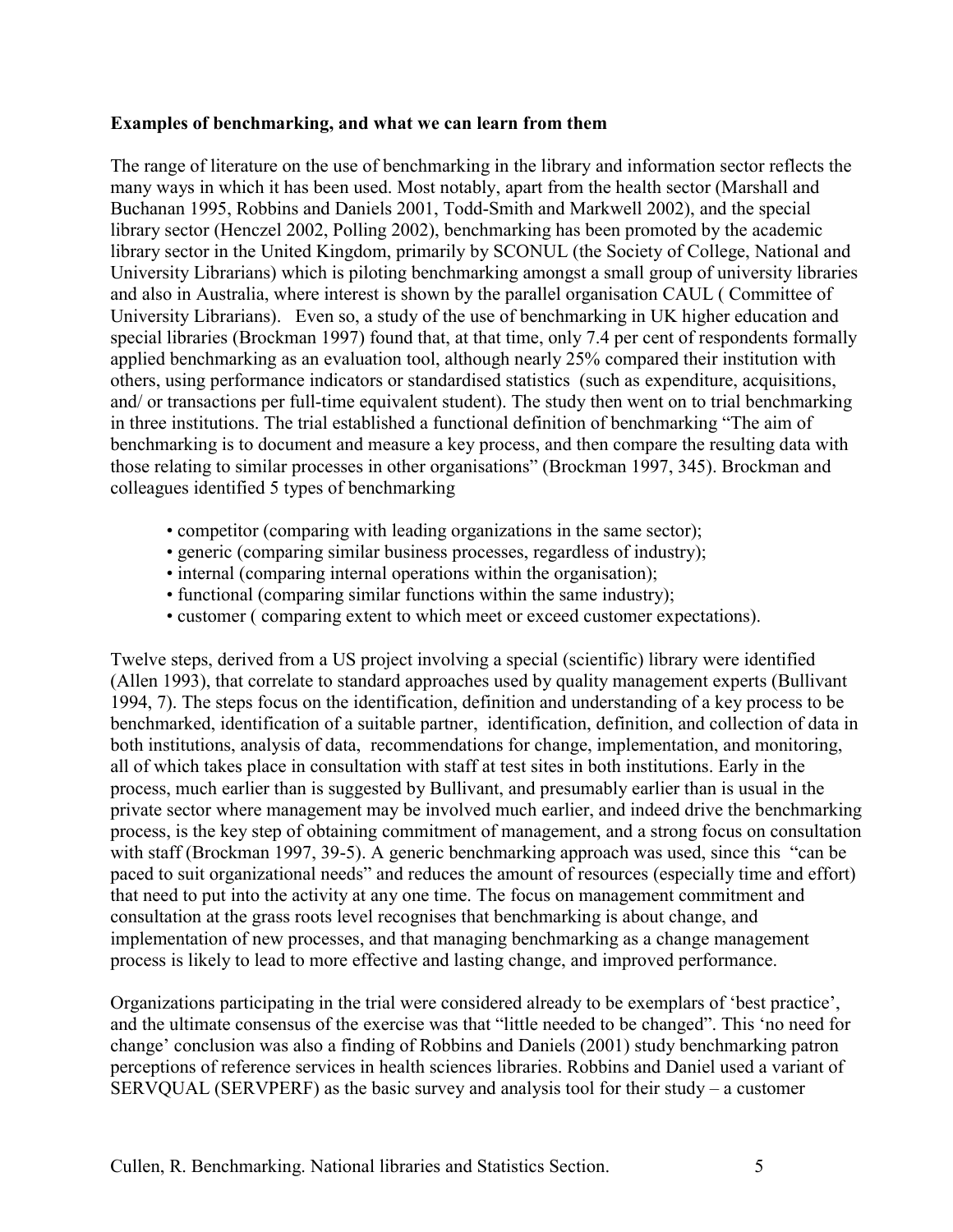**Examples of benchmarking, and what we can learn from them**

The range of literature on the use of benchmarking in the library and information sector reflects the many ways in which it has been used. Most notably, apart from the health sector (Marshall and Buchanan 1995, Robbins and Daniels 2001, Todd-Smith and Markwell 2002), and the special library sector (Henczel 2002, Polling 2002), benchmarking has been promoted by the academic library sector in the United Kingdom, primarily by SCONUL (the Society of College, National and University Librarians) which is piloting benchmarking amongst a small group of university libraries and also in Australia, where interest is shown by the parallel organisation CAUL ( Committee of University Librarians). Even so, a study of the use of benchmarking in UK higher education and special libraries (Brockman 1997) found that, at that time, only 7.4 per cent of respondents formally applied benchmarking as an evaluation tool, although nearly 25% compared their institution with others, using performance indicators or standardised statistics (such as expenditure, acquisitions, and/ or transactions per full-time equivalent student). The study then went on to trial benchmarking in three institutions. The trial established a functional definition of benchmarking "The aim of benchmarking is to document and measure a key process, and then compare the resulting data with those relating to similar processes in other organisations" (Brockman 1997, 345). Brockman and colleagues identified 5 types of benchmarking

- competitor (comparing with leading organizations in the same sector);
- generic (comparing similar business processes, regardless of industry);
- internal (comparing internal operations within the organisation);
- functional (comparing similar functions within the same industry);
- customer ( comparing extent to which meet or exceed customer expectations).

Twelve steps, derived from a US project involving a special (scientific) library were identified (Allen 1993), that correlate to standard approaches used by quality management experts (Bullivant 1994, 7). The steps focus on the identification, definition and understanding of a key process to be benchmarked, identification of a suitable partner, identification, definition, and collection of data in both institutions, analysis of data, recommendations for change, implementation, and monitoring, all of which takes place in consultation with staff at test sites in both institutions. Early in the process, much earlier than is suggested by Bullivant, and presumably earlier than is usual in the private sector where management may be involved much earlier, and indeed drive the benchmarking process, is the key step of obtaining commitment of management, and a strong focus on consultation with staff (Brockman 1997, 39-5). A generic benchmarking approach was used, since this "can be paced to suit organizational needs" and reduces the amount of resources (especially time and effort) that need to put into the activity at any one time. The focus on management commitment and consultation at the grass roots level recognises that benchmarking is about change, and implementation of new processes, and that managing benchmarking as a change management process is likely to lead to more effective and lasting change, and improved performance.

Organizations participating in the trial were considered already to be exemplars of 'best practice', and the ultimate consensus of the exercise was that "little needed to be changed". This 'no need for change' conclusion was also a finding of Robbins and Daniels (2001) study benchmarking patron perceptions of reference services in health sciences libraries. Robbins and Daniel used a variant of SERVQUAL (SERVPERF) as the basic survey and analysis tool for their study – a customer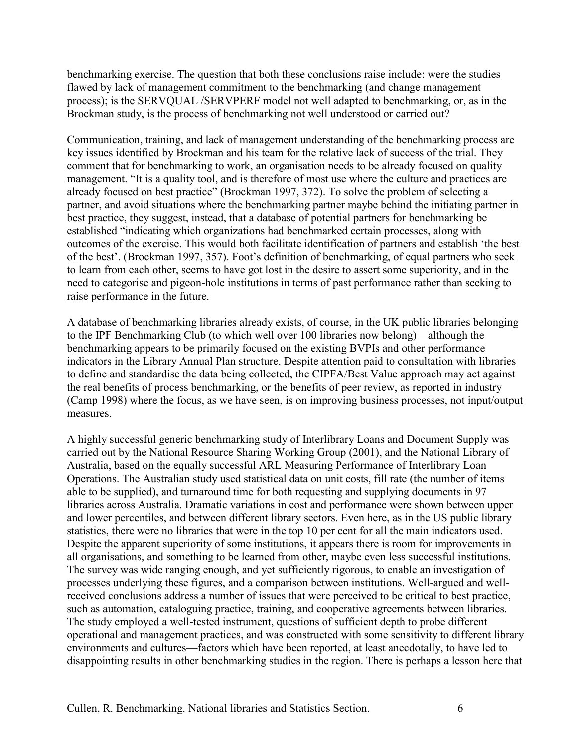benchmarking exercise. The question that both these conclusions raise include: were the studies flawed by lack of management commitment to the benchmarking (and change management process); is the SERVQUAL /SERVPERF model not well adapted to benchmarking, or, as in the Brockman study, is the process of benchmarking not well understood or carried out?

Communication, training, and lack of management understanding of the benchmarking process are key issues identified by Brockman and his team for the relative lack of success of the trial. They comment that for benchmarking to work, an organisation needs to be already focused on quality management. "It is a quality tool, and is therefore of most use where the culture and practices are already focused on best practice" (Brockman 1997, 372). To solve the problem of selecting a partner, and avoid situations where the benchmarking partner maybe behind the initiating partner in best practice, they suggest, instead, that a database of potential partners for benchmarking be established "indicating which organizations had benchmarked certain processes, along with outcomes of the exercise. This would both facilitate identification of partners and establish 'the best of the best'. (Brockman 1997, 357). Foot's definition of benchmarking, of equal partners who seek to learn from each other, seems to have got lost in the desire to assert some superiority, and in the need to categorise and pigeon-hole institutions in terms of past performance rather than seeking to raise performance in the future.

A database of benchmarking libraries already exists, of course, in the UK public libraries belonging to the IPF Benchmarking Club (to which well over 100 libraries now belong)—although the benchmarking appears to be primarily focused on the existing BVPIs and other performance indicators in the Library Annual Plan structure. Despite attention paid to consultation with libraries to define and standardise the data being collected, the CIPFA/Best Value approach may act against the real benefits of process benchmarking, or the benefits of peer review, as reported in industry (Camp 1998) where the focus, as we have seen, is on improving business processes, not input/output measures.

A highly successful generic benchmarking study of Interlibrary Loans and Document Supply was carried out by the National Resource Sharing Working Group (2001), and the National Library of Australia, based on the equally successful ARL Measuring Performance of Interlibrary Loan Operations. The Australian study used statistical data on unit costs, fill rate (the number of items able to be supplied), and turnaround time for both requesting and supplying documents in 97 libraries across Australia. Dramatic variations in cost and performance were shown between upper and lower percentiles, and between different library sectors. Even here, as in the US public library statistics, there were no libraries that were in the top 10 per cent for all the main indicators used. Despite the apparent superiority of some institutions, it appears there is room for improvements in all organisations, and something to be learned from other, maybe even less successful institutions. The survey was wide ranging enough, and yet sufficiently rigorous, to enable an investigation of processes underlying these figures, and a comparison between institutions. Well-argued and well-received conclusions address a number of issues that were perceived to be critical to best practice, such as automation, cataloguing practice, training, and cooperative agreements between libraries. The study employed a well-tested instrument, questions of sufficient depth to probe different operational and management practices, and was constructed with some sensitivity to different library environments and cultures—factors which have been reported, at least anecdotally, to have led to disappointing results in other benchmarking studies in the region. There is perhaps a lesson here that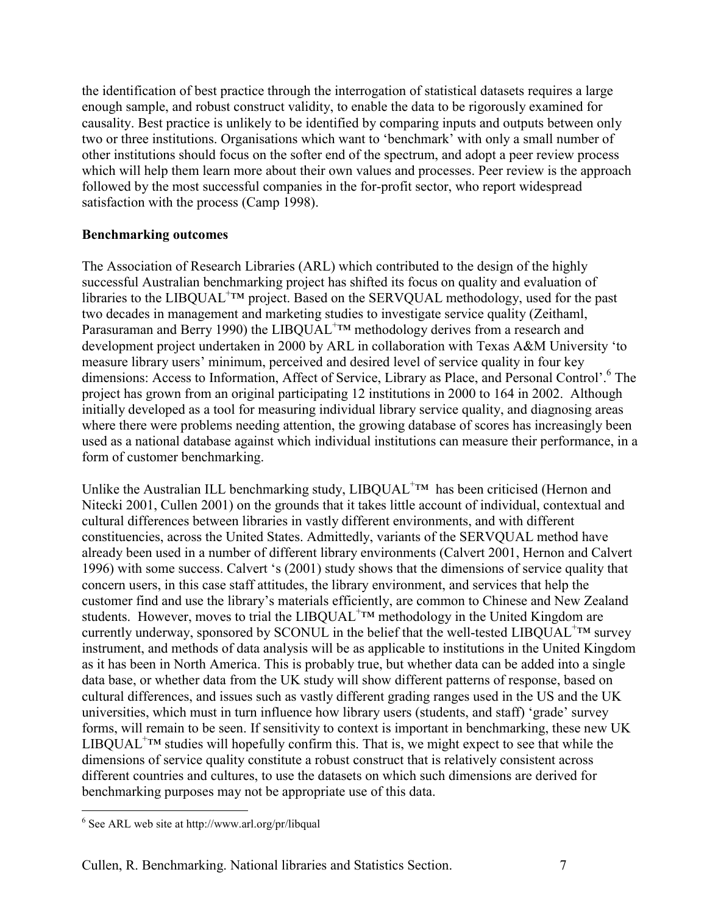the identification of best practice through the interrogation of statistical datasets requires a large enough sample, and robust construct validity, to enable the data to be rigorously examined for causality. Best practice is unlikely to be identified by comparing inputs and outputs between only two or three institutions. Organisations which want to 'benchmark' with only a small number of other institutions should focus on the softer end of the spectrum, and adopt a peer review process which will help them learn more about their own values and processes. Peer review is the approach followed by the most successful companies in the for-profit sector, who report widespread satisfaction with the process (Camp 1998).

**Benchmarking outcomes**

The Association of Research Libraries (ARL) which contributed to the design of the highly successful Australian benchmarking project has shifted its focus on quality and evaluation of libraries to the LIBQUAL+™ project. Based on the SERVQUAL methodology, used for the past two decades in management and marketing studies to investigate service quality (Zeithaml, Parasuraman and Berry 1990) the LIBQUAL+™ methodology derives from a research and development project undertaken in 2000 by ARL in collaboration with Texas A&M University 'to measure library users' minimum, perceived and desired level of service quality in four key dimensions: Access to Information, Affect of Service, Library as Place, and Personal Control'.[6] The project has grown from an original participating 12 institutions in 2000 to 164 in 2002. Although initially developed as a tool for measuring individual library service quality, and diagnosing areas where there were problems needing attention, the growing database of scores has increasingly been used as a national database against which individual institutions can measure their performance, in a form of customer benchmarking.

Unlike the Australian ILL benchmarking study, LIBQUAL+™ has been criticised (Hernon and Nitecki 2001, Cullen 2001) on the grounds that it takes little account of individual, contextual and cultural differences between libraries in vastly different environments, and with different constituencies, across the United States. Admittedly, variants of the SERVQUAL method have already been used in a number of different library environments (Calvert 2001, Hernon and Calvert 1996) with some success. Calvert 's (2001) study shows that the dimensions of service quality that concern users, in this case staff attitudes, the library environment, and services that help the customer find and use the library's materials efficiently, are common to Chinese and New Zealand students. However, moves to trial the LIBQUAL+™ methodology in the United Kingdom are currently underway, sponsored by SCONUL in the belief that the well-tested LIBQUAL+™ survey instrument, and methods of data analysis will be as applicable to institutions in the United Kingdom as it has been in North America. This is probably true, but whether data can be added into a single data base, or whether data from the UK study will show different patterns of response, based on cultural differences, and issues such as vastly different grading ranges used in the US and the UK universities, which must in turn influence how library users (students, and staff) 'grade' survey forms, will remain to be seen. If sensitivity to context is important in benchmarking, these new UK LIBQUAL+™ studies will hopefully confirm this. That is, we might expect to see that while the dimensions of service quality constitute a robust construct that is relatively consistent across different countries and cultures, to use the datasets on which such dimensions are derived for benchmarking purposes may not be appropriate use of this data.

---

[6] See ARL web site at http://www.arl.org/pr/libqual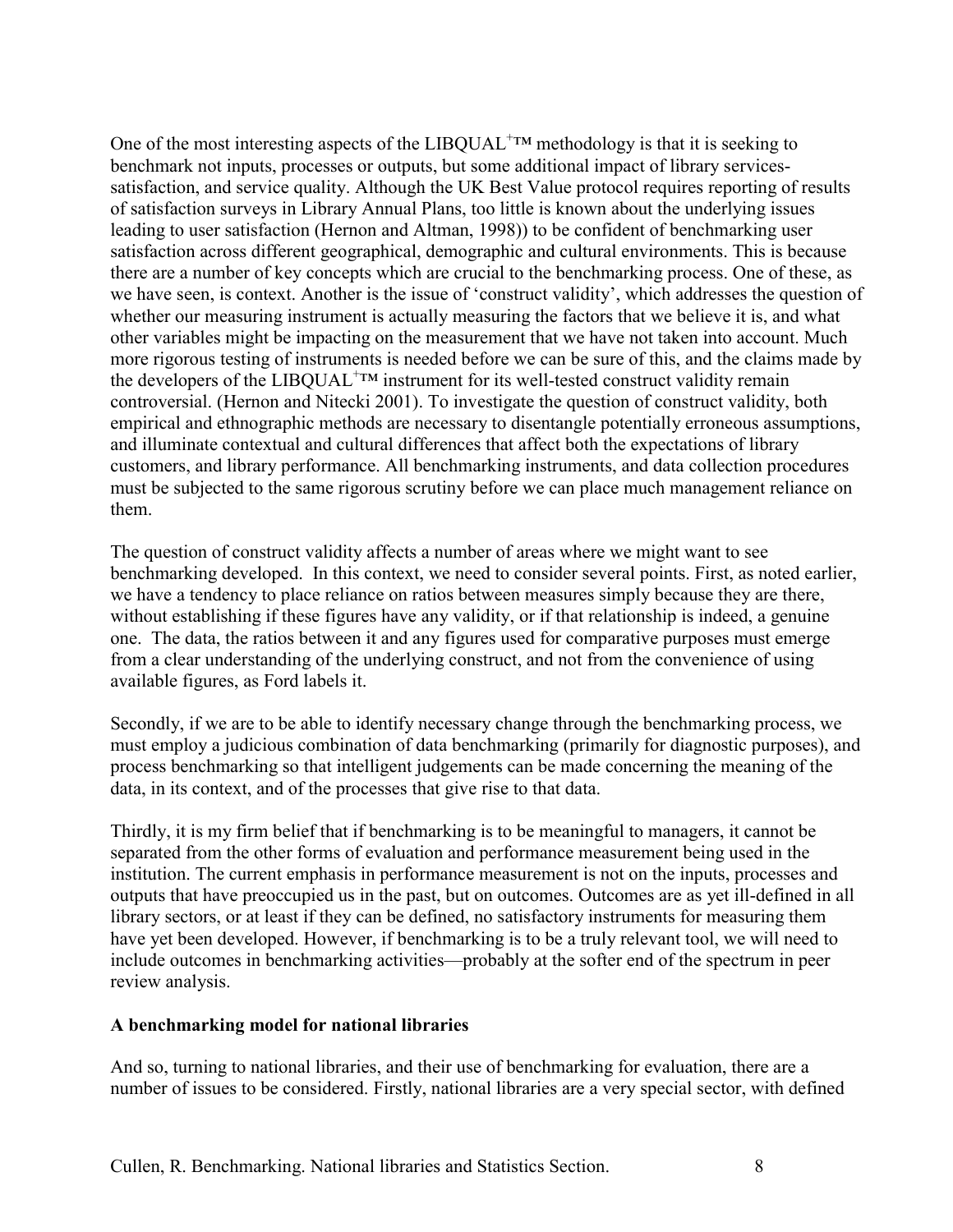One of the most interesting aspects of the LIBQUAL+™ methodology is that it is seeking to benchmark not inputs, processes or outputs, but some additional impact of library services-satisfaction, and service quality. Although the UK Best Value protocol requires reporting of results of satisfaction surveys in Library Annual Plans, too little is known about the underlying issues leading to user satisfaction (Hernon and Altman, 1998)) to be confident of benchmarking user satisfaction across different geographical, demographic and cultural environments. This is because there are a number of key concepts which are crucial to the benchmarking process. One of these, as we have seen, is context. Another is the issue of 'construct validity', which addresses the question of whether our measuring instrument is actually measuring the factors that we believe it is, and what other variables might be impacting on the measurement that we have not taken into account. Much more rigorous testing of instruments is needed before we can be sure of this, and the claims made by the developers of the LIBQUAL+™ instrument for its well-tested construct validity remain controversial. (Hernon and Nitecki 2001). To investigate the question of construct validity, both empirical and ethnographic methods are necessary to disentangle potentially erroneous assumptions, and illuminate contextual and cultural differences that affect both the expectations of library customers, and library performance. All benchmarking instruments, and data collection procedures must be subjected to the same rigorous scrutiny before we can place much management reliance on them.

The question of construct validity affects a number of areas where we might want to see benchmarking developed. In this context, we need to consider several points. First, as noted earlier, we have a tendency to place reliance on ratios between measures simply because they are there, without establishing if these figures have any validity, or if that relationship is indeed, a genuine one. The data, the ratios between it and any figures used for comparative purposes must emerge from a clear understanding of the underlying construct, and not from the convenience of using available figures, as Ford labels it.

Secondly, if we are to be able to identify necessary change through the benchmarking process, we must employ a judicious combination of data benchmarking (primarily for diagnostic purposes), and process benchmarking so that intelligent judgements can be made concerning the meaning of the data, in its context, and of the processes that give rise to that data.

Thirdly, it is my firm belief that if benchmarking is to be meaningful to managers, it cannot be separated from the other forms of evaluation and performance measurement being used in the institution. The current emphasis in performance measurement is not on the inputs, processes and outputs that have preoccupied us in the past, but on outcomes. Outcomes are as yet ill-defined in all library sectors, or at least if they can be defined, no satisfactory instruments for measuring them have yet been developed. However, if benchmarking is to be a truly relevant tool, we will need to include outcomes in benchmarking activities—probably at the softer end of the spectrum in peer review analysis.

**A benchmarking model for national libraries**

And so, turning to national libraries, and their use of benchmarking for evaluation, there are a number of issues to be considered. Firstly, national libraries are a very special sector, with defined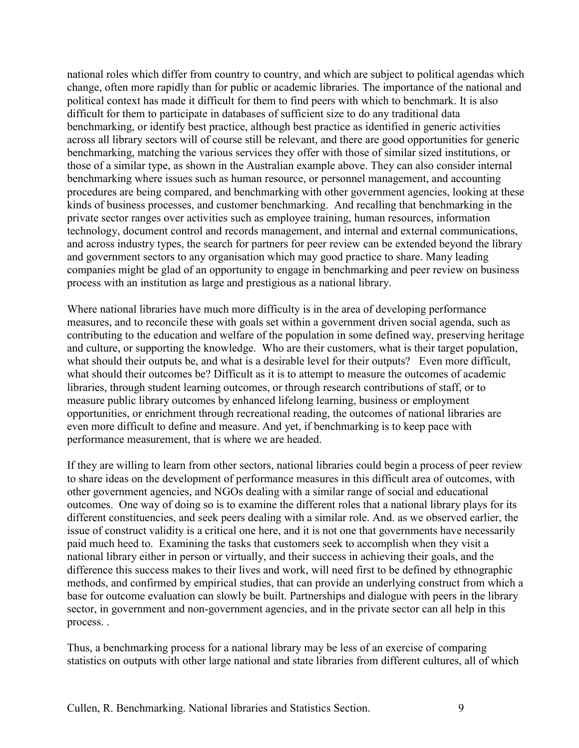national roles which differ from country to country, and which are subject to political agendas which change, often more rapidly than for public or academic libraries. The importance of the national and political context has made it difficult for them to find peers with which to benchmark. It is also difficult for them to participate in databases of sufficient size to do any traditional data benchmarking, or identify best practice, although best practice as identified in generic activities across all library sectors will of course still be relevant, and there are good opportunities for generic benchmarking, matching the various services they offer with those of similar sized institutions, or those of a similar type, as shown in the Australian example above. They can also consider internal benchmarking where issues such as human resource, or personnel management, and accounting procedures are being compared, and benchmarking with other government agencies, looking at these kinds of business processes, and customer benchmarking. And recalling that benchmarking in the private sector ranges over activities such as employee training, human resources, information technology, document control and records management, and internal and external communications, and across industry types, the search for partners for peer review can be extended beyond the library and government sectors to any organisation which may good practice to share. Many leading companies might be glad of an opportunity to engage in benchmarking and peer review on business process with an institution as large and prestigious as a national library.

Where national libraries have much more difficulty is in the area of developing performance measures, and to reconcile these with goals set within a government driven social agenda, such as contributing to the education and welfare of the population in some defined way, preserving heritage and culture, or supporting the knowledge. Who are their customers, what is their target population, what should their outputs be, and what is a desirable level for their outputs? Even more difficult, what should their outcomes be? Difficult as it is to attempt to measure the outcomes of academic libraries, through student learning outcomes, or through research contributions of staff, or to measure public library outcomes by enhanced lifelong learning, business or employment opportunities, or enrichment through recreational reading, the outcomes of national libraries are even more difficult to define and measure. And yet, if benchmarking is to keep pace with performance measurement, that is where we are headed.

If they are willing to learn from other sectors, national libraries could begin a process of peer review to share ideas on the development of performance measures in this difficult area of outcomes, with other government agencies, and NGOs dealing with a similar range of social and educational outcomes. One way of doing so is to examine the different roles that a national library plays for its different constituencies, and seek peers dealing with a similar role. And. as we observed earlier, the issue of construct validity is a critical one here, and it is not one that governments have necessarily paid much heed to. Examining the tasks that customers seek to accomplish when they visit a national library either in person or virtually, and their success in achieving their goals, and the difference this success makes to their lives and work, will need first to be defined by ethnographic methods, and confirmed by empirical studies, that can provide an underlying construct from which a base for outcome evaluation can slowly be built. Partnerships and dialogue with peers in the library sector, in government and non-government agencies, and in the private sector can all help in this process. .

Thus, a benchmarking process for a national library may be less of an exercise of comparing statistics on outputs with other large national and state libraries from different cultures, all of which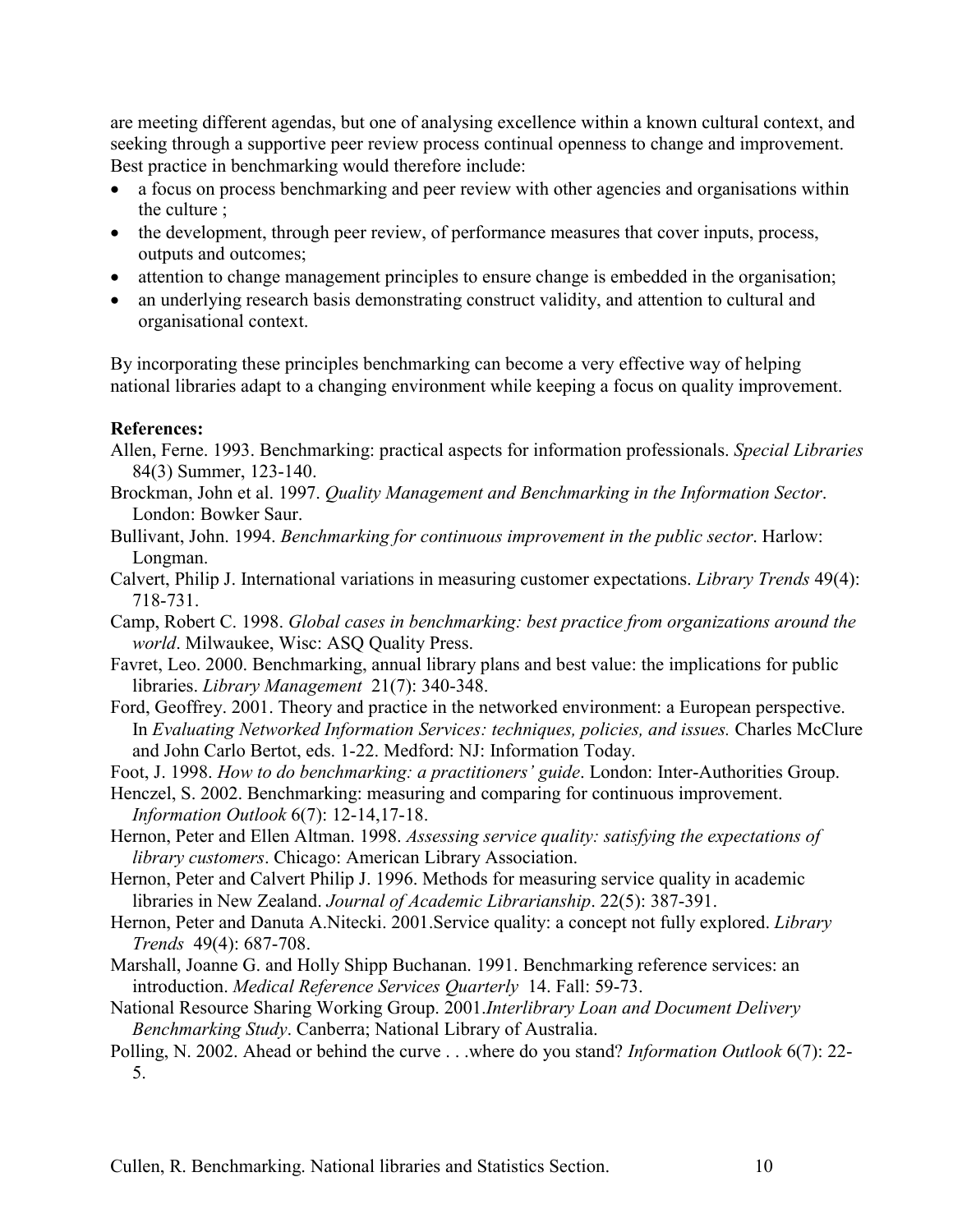are meeting different agendas, but one of analysing excellence within a known cultural context, and seeking through a supportive peer review process continual openness to change and improvement. Best practice in benchmarking would therefore include:

- a focus on process benchmarking and peer review with other agencies and organisations within the culture ;
- the development, through peer review, of performance measures that cover inputs, process, outputs and outcomes;
- attention to change management principles to ensure change is embedded in the organisation;
- an underlying research basis demonstrating construct validity, and attention to cultural and organisational context.

By incorporating these principles benchmarking can become a very effective way of helping national libraries adapt to a changing environment while keeping a focus on quality improvement.

**References:**

Allen, Ferne. 1993. Benchmarking: practical aspects for information professionals. *Special Libraries* 84(3) Summer, 123-140.

Brockman, John et al. 1997. *Quality Management and Benchmarking in the Information Sector*. London: Bowker Saur.

Bullivant, John. 1994. *Benchmarking for continuous improvement in the public sector*. Harlow: Longman.

Calvert, Philip J. International variations in measuring customer expectations. *Library Trends* 49(4): 718-731.

Camp, Robert C. 1998. *Global cases in benchmarking: best practice from organizations around the world*. Milwaukee, Wisc: ASQ Quality Press.

Favret, Leo. 2000. Benchmarking, annual library plans and best value: the implications for public libraries. *Library Management* 21(7): 340-348.

Ford, Geoffrey. 2001. Theory and practice in the networked environment: a European perspective. In *Evaluating Networked Information Services: techniques, policies, and issues.* Charles McClure and John Carlo Bertot, eds. 1-22. Medford: NJ: Information Today.

Foot, J. 1998. *How to do benchmarking: a practitioners' guide*. London: Inter-Authorities Group.

Henczel, S. 2002. Benchmarking: measuring and comparing for continuous improvement. *Information Outlook* 6(7): 12-14,17-18.

Hernon, Peter and Ellen Altman. 1998. *Assessing service quality: satisfying the expectations of library customers*. Chicago: American Library Association.

Hernon, Peter and Calvert Philip J. 1996. Methods for measuring service quality in academic libraries in New Zealand. *Journal of Academic Librarianship*. 22(5): 387-391.

Hernon, Peter and Danuta A.Nitecki. 2001.Service quality: a concept not fully explored. *Library Trends* 49(4): 687-708.

Marshall, Joanne G. and Holly Shipp Buchanan. 1991. Benchmarking reference services: an introduction. *Medical Reference Services Quarterly* 14. Fall: 59-73.

National Resource Sharing Working Group. 2001.*Interlibrary Loan and Document Delivery Benchmarking Study*. Canberra; National Library of Australia.

Polling, N. 2002. Ahead or behind the curve . . .where do you stand? *Information Outlook* 6(7): 22-5.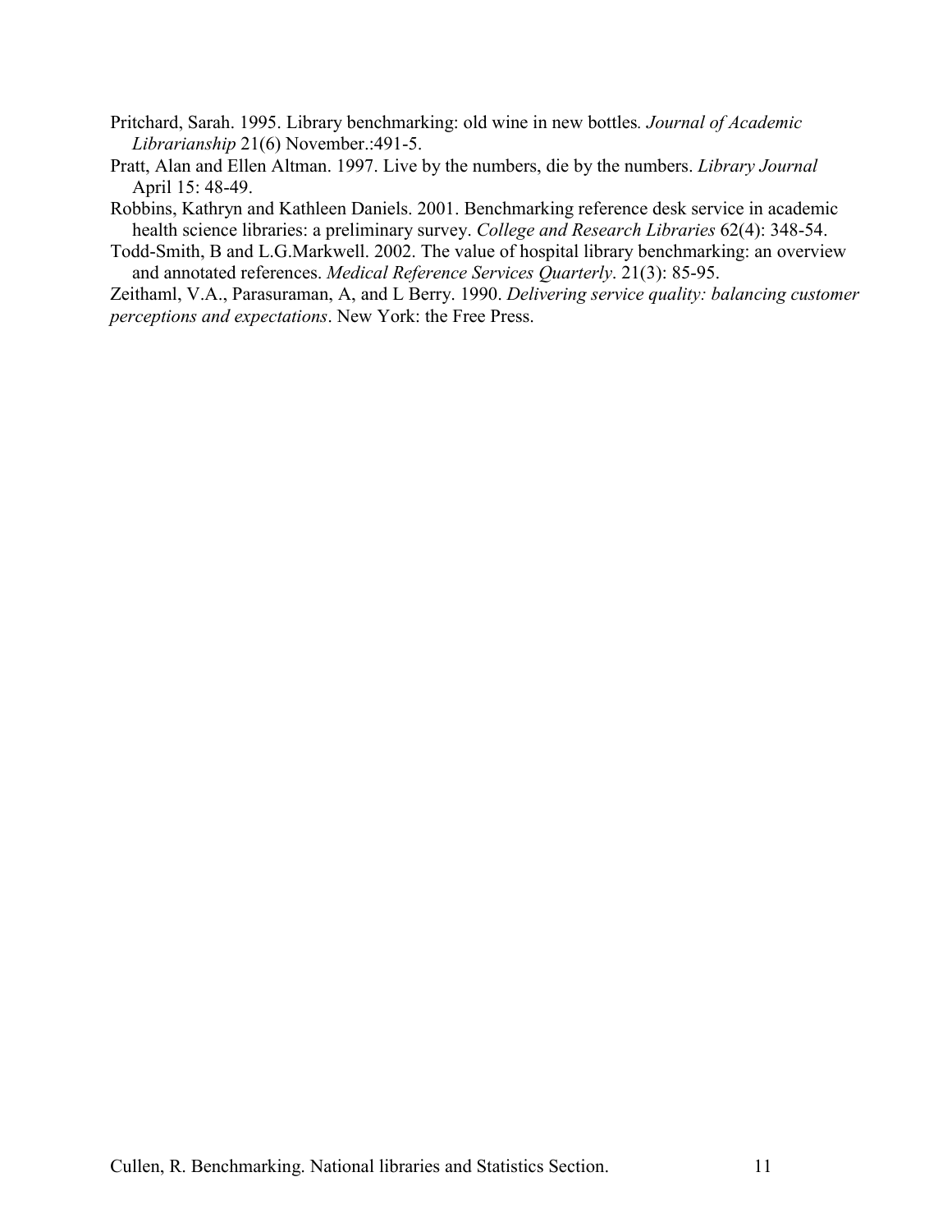Pritchard, Sarah. 1995. Library benchmarking: old wine in new bottles. *Journal of Academic Librarianship* 21(6) November.:491-5.

Pratt, Alan and Ellen Altman. 1997. Live by the numbers, die by the numbers. *Library Journal* April 15: 48-49.

Robbins, Kathryn and Kathleen Daniels. 2001. Benchmarking reference desk service in academic health science libraries: a preliminary survey. *College and Research Libraries* 62(4): 348-54.

Todd-Smith, B and L.G.Markwell. 2002. The value of hospital library benchmarking: an overview and annotated references. *Medical Reference Services Quarterly*. 21(3): 85-95.

Zeithaml, V.A., Parasuraman, A, and L Berry. 1990. *Delivering service quality: balancing customer perceptions and expectations*. New York: the Free Press.